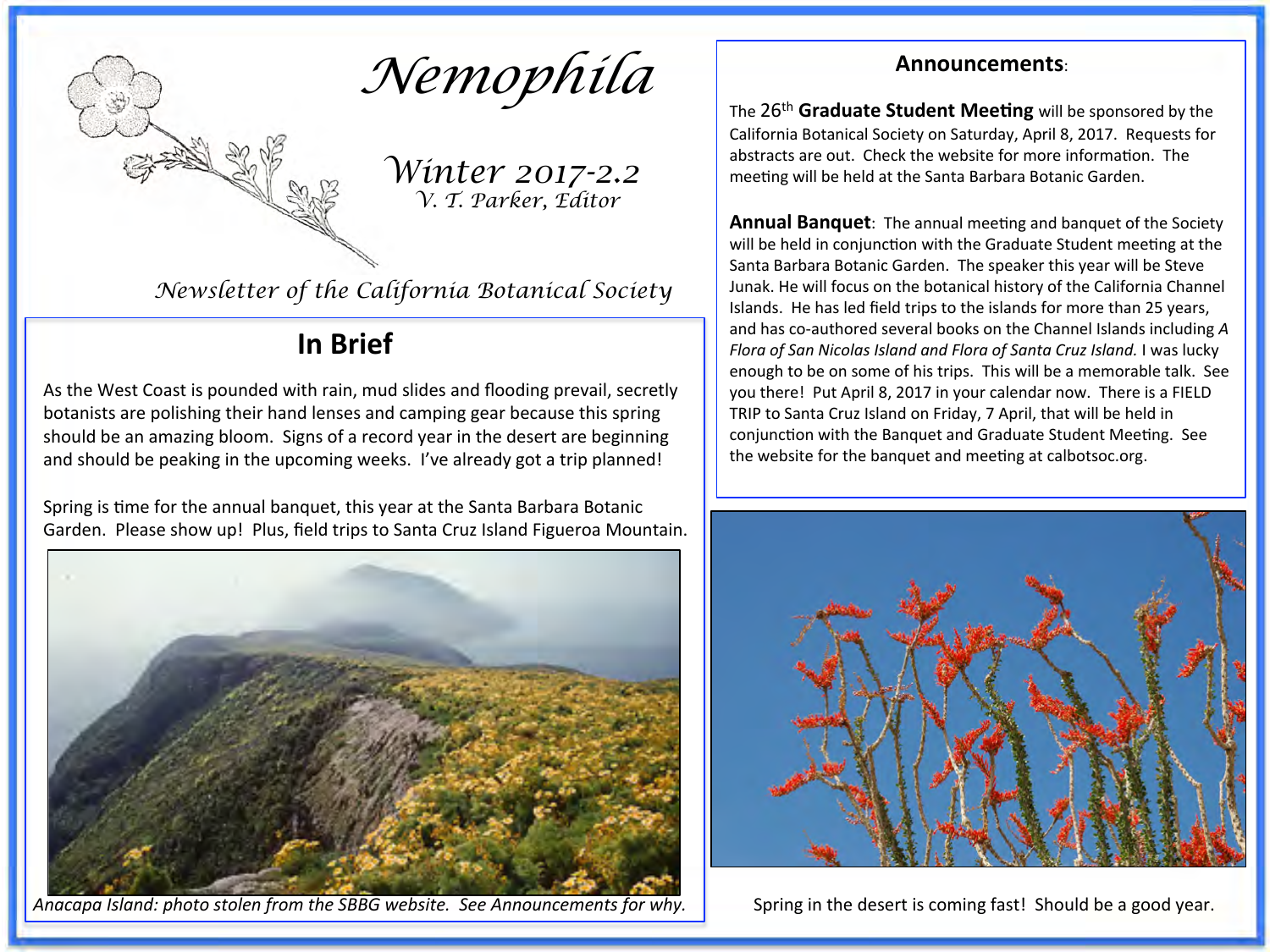# Nemophila

## Winter 2017-2.2

*V. T. Parker, Editor*

*Newsletter of the California Botanical Society*

## In Brief

As the West Coast is pounded with rain, mud slides and flooding prevail, secretly botanists are polishing their hand lenses and camping gear because this spring should be an amazing bloom. Signs of a record year in the desert are beginning and should be peaking in the upcoming weeks. I've already got a trip planned!

Spring is time for the annual banquet, this year at the Santa Barbara Botanic Garden. Please show up! Plus, field trips to Santa Cruz Island Figueroa Mountain.

*Anacapa Island: photo stolen from the SBBG website. See Announcements for why.*

## Announcements:

The 26th **Graduate Student Meeting** will be sponsored by the California Botanical Society on Saturday, April 8, 2017. Requests for abstracts are out. Check the website for more information. The meeting will be held at the Santa Barbara Botanic Garden.

**Annual Banquet**: The annual meeting and banquet of the Society will be held in conjunction with the Graduate Student meeting at the Santa Barbara Botanic Garden. The speaker this year will be Steve Junak. He will focus on the botanical history of the California Channel Islands. He has led field trips to the islands for more than 25 years, and has co-authored several books on the Channel Islands including *A Flora of San Nicolas Island and Flora of Santa Cruz Island.* I was lucky enough to be on some of his trips. This will be a memorable talk. See you there! Put April 8, 2017 in your calendar now. There is a FIELD TRIP to Santa Cruz Island on Friday, 7 April, that will be held in conjunction with the Banquet and Graduate Student Meeting. See the website for the banquet and meeting at calbotsoc.org.

Spring in the desert is coming fast! Should be a good year.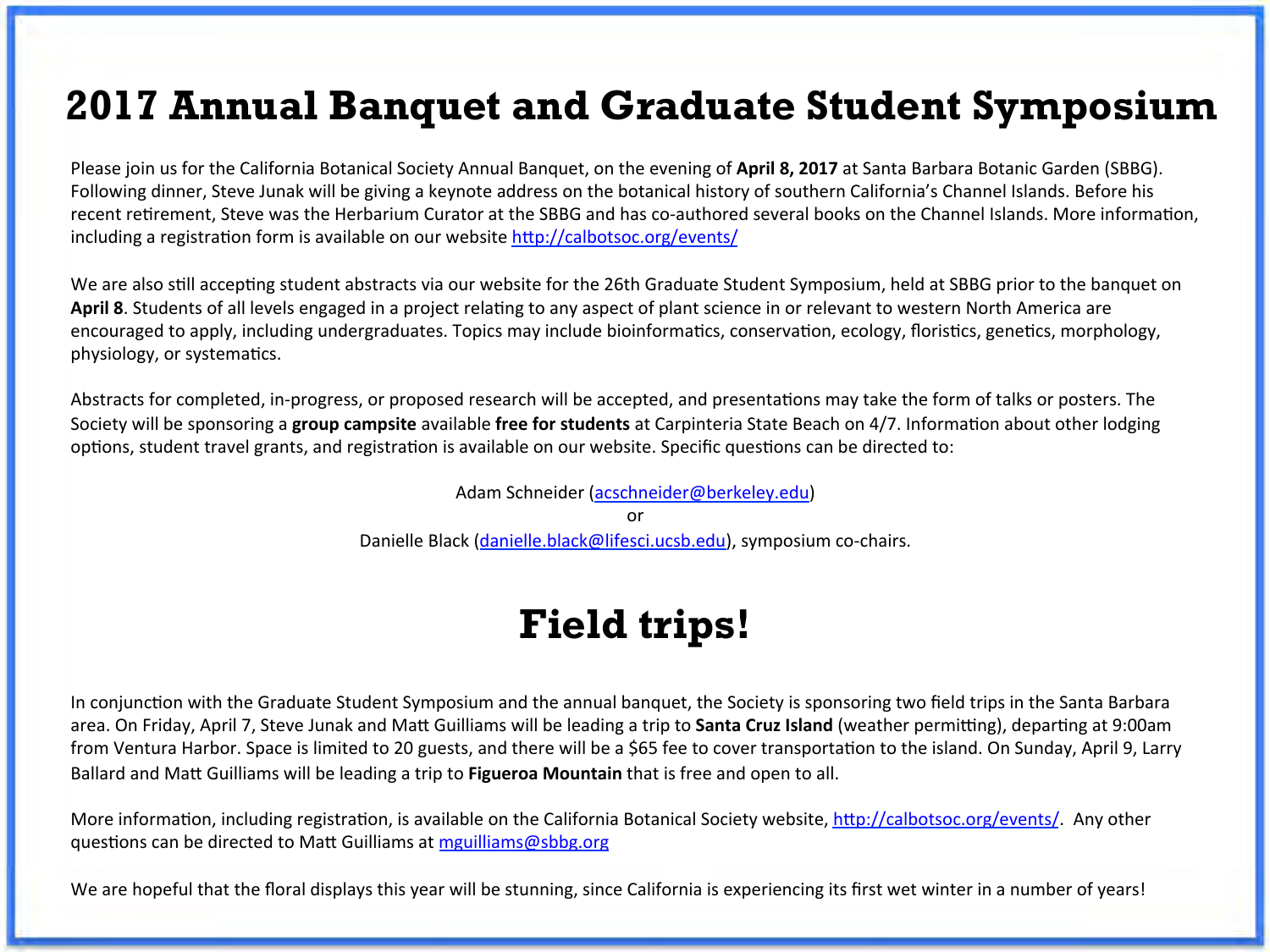# 2017 Annual Banquet and Graduate Student Symposium

Please join us for the California Botanical Society Annual Banquet, on the evening of **April 8, 2017** at Santa Barbara Botanic Garden (SBBG). Following dinner, Steve Junak will be giving a keynote address on the botanical history of southern California's Channel Islands. Before his recent retirement, Steve was the Herbarium Curator at the SBBG and has co-authored several books on the Channel Islands. More information, including a registration form is available on our website http://calbotsoc.org/events/

We are also still accepting student abstracts via our website for the 26th Graduate Student Symposium, held at SBBG prior to the banquet on **April 8**. Students of all levels engaged in a project relating to any aspect of plant science in or relevant to western North America are encouraged to apply, including undergraduates. Topics may include bioinformatics, conservation, ecology, floristics, genetics, morphology, physiology, or systematics.

Abstracts for completed, in-progress, or proposed research will be accepted, and presentations may take the form of talks or posters. The Society will be sponsoring a **group campsite** available **free for students** at Carpinteria State Beach on 4/7. Information about other lodging options, student travel grants, and registration is available on our website. Specific questions can be directed to:

Adam Schneider (acschneider@berkeley.edu)
or
Danielle Black (danielle.black@lifesci.ucsb.edu), symposium co-chairs.

# Field trips!

In conjunction with the Graduate Student Symposium and the annual banquet, the Society is sponsoring two field trips in the Santa Barbara area. On Friday, April 7, Steve Junak and Matt Guilliams will be leading a trip to **Santa Cruz Island** (weather permitting), departing at 9:00am from Ventura Harbor. Space is limited to 20 guests, and there will be a $65 fee to cover transportation to the island. On Sunday, April 9, Larry Ballard and Matt Guilliams will be leading a trip to **Figueroa Mountain** that is free and open to all.

More information, including registration, is available on the California Botanical Society website, http://calbotsoc.org/events/. Any other questions can be directed to Matt Guilliams at mguilliams@sbbg.org

We are hopeful that the floral displays this year will be stunning, since California is experiencing its first wet winter in a number of years!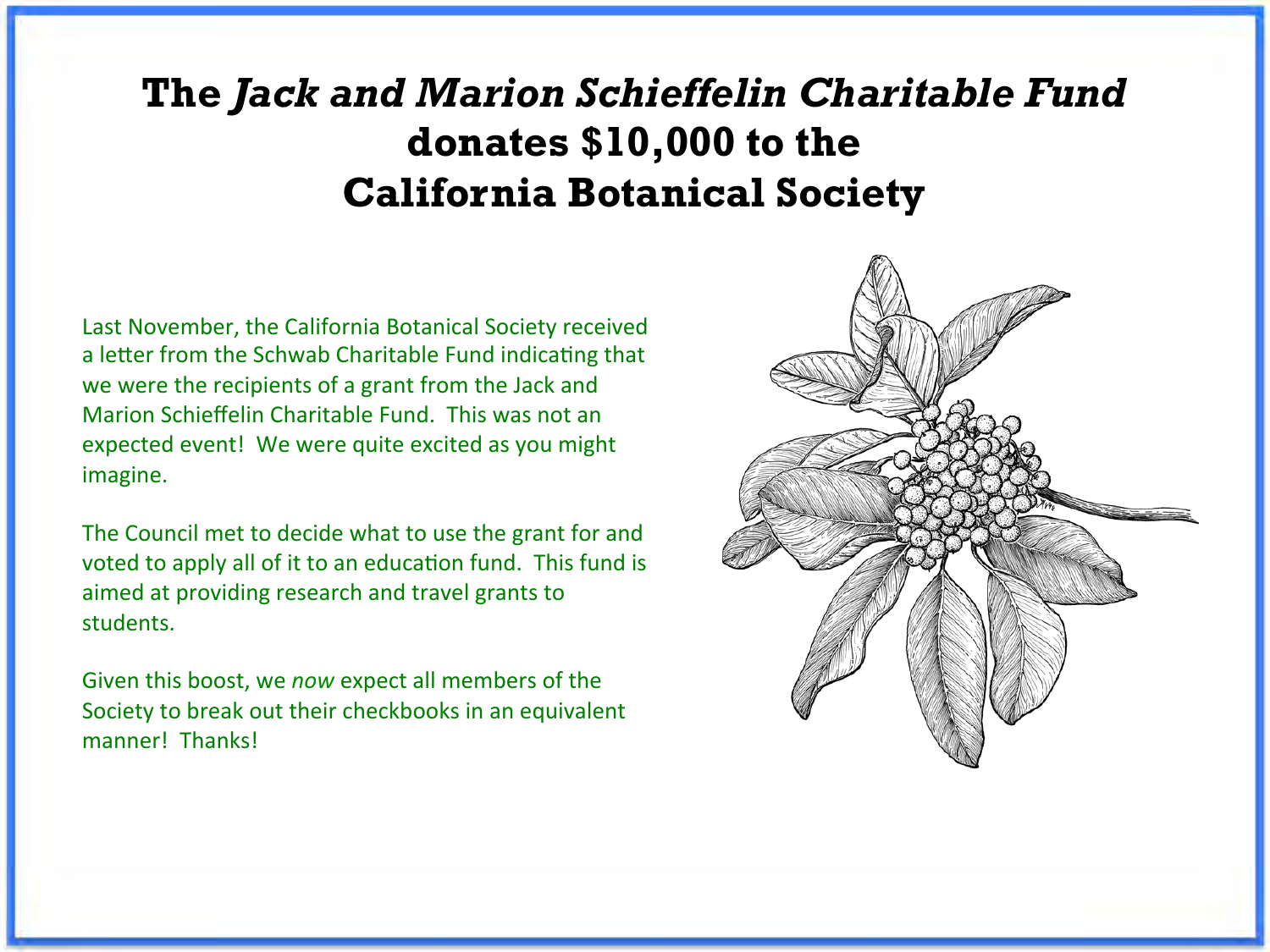# The *Jack and Marion Schieffelin Charitable Fund* donates $10,000 to the California Botanical Society

Last November, the California Botanical Society received a letter from the Schwab Charitable Fund indicating that we were the recipients of a grant from the Jack and Marion Schieffelin Charitable Fund. This was not an expected event! We were quite excited as you might imagine.

The Council met to decide what to use the grant for and voted to apply all of it to an education fund. This fund is aimed at providing research and travel grants to students.

Given this boost, we *now* expect all members of the Society to break out their checkbooks in an equivalent manner! Thanks!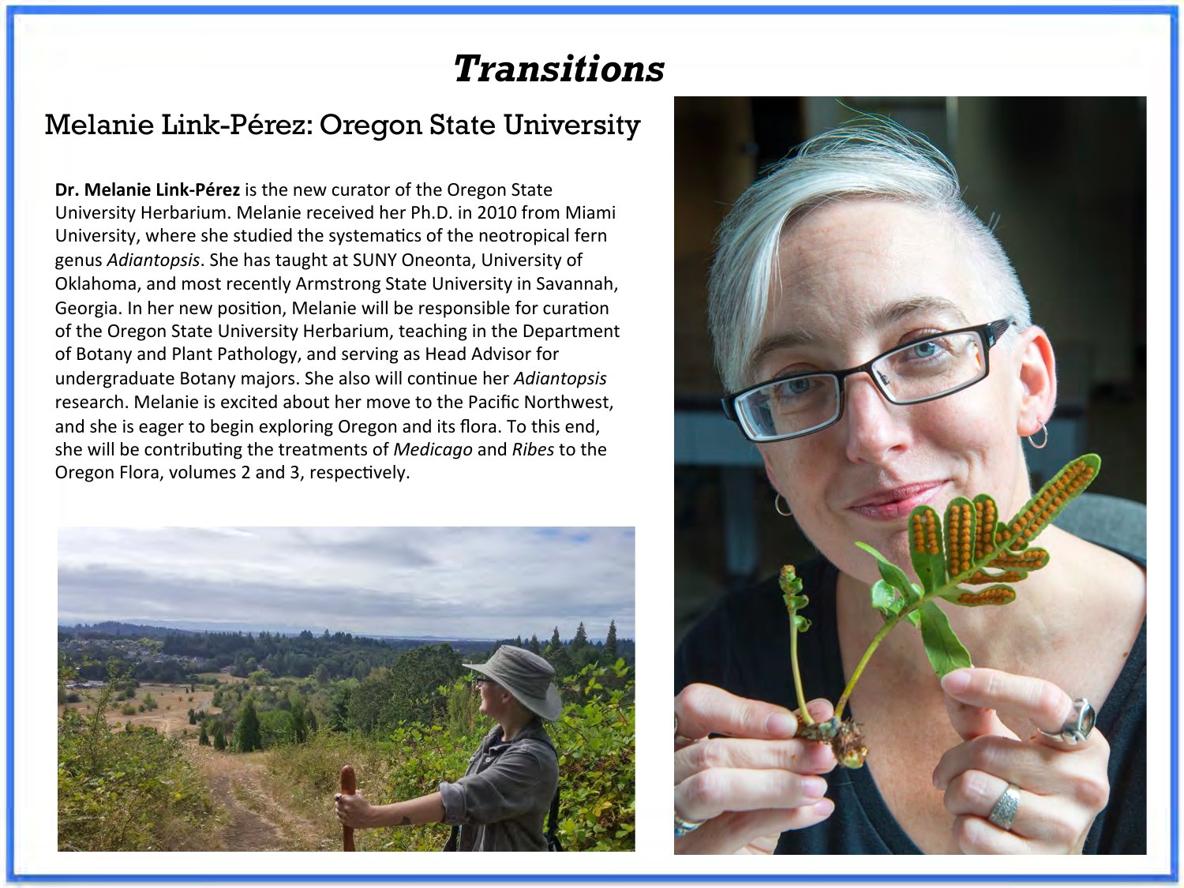# *Transitions*

## Melanie Link-Pérez: Oregon State University

**Dr. Melanie Link-Pérez** is the new curator of the Oregon State University Herbarium. Melanie received her Ph.D. in 2010 from Miami University, where she studied the systematics of the neotropical fern genus *Adiantopsis*. She has taught at SUNY Oneonta, University of Oklahoma, and most recently Armstrong State University in Savannah, Georgia. In her new position, Melanie will be responsible for curation of the Oregon State University Herbarium, teaching in the Department of Botany and Plant Pathology, and serving as Head Advisor for undergraduate Botany majors. She also will continue her *Adiantopsis* research. Melanie is excited about her move to the Pacific Northwest, and she is eager to begin exploring Oregon and its flora. To this end, she will be contributing the treatments of *Medicago* and *Ribes* to the Oregon Flora, volumes 2 and 3, respectively.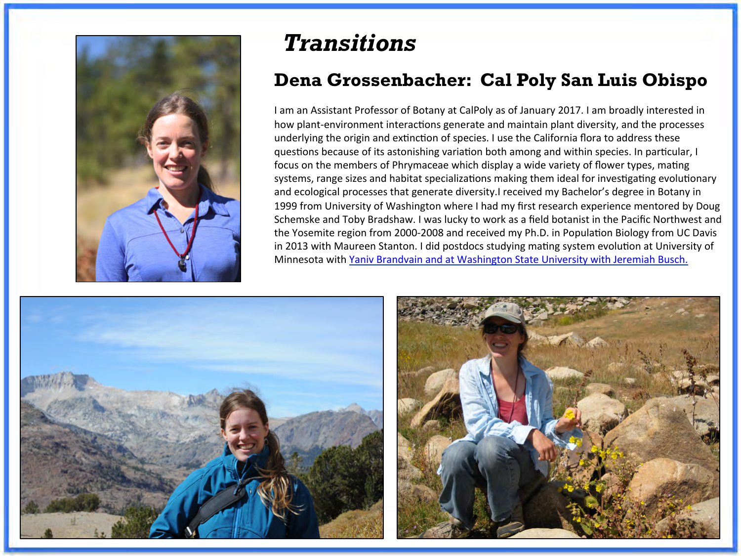# *Transitions*

## Dena Grossenbacher: Cal Poly San Luis Obispo

I am an Assistant Professor of Botany at CalPoly as of January 2017. I am broadly interested in how plant-environment interactions generate and maintain plant diversity, and the processes underlying the origin and extinction of species. I use the California flora to address these questions because of its astonishing variation both among and within species. In particular, I focus on the members of Phrymaceae which display a wide variety of flower types, mating systems, range sizes and habitat specializations making them ideal for investigating evolutionary and ecological processes that generate diversity.I received my Bachelor's degree in Botany in 1999 from University of Washington where I had my first research experience mentored by Doug Schemske and Toby Bradshaw. I was lucky to work as a field botanist in the Pacific Northwest and the Yosemite region from 2000-2008 and received my Ph.D. in Population Biology from UC Davis in 2013 with Maureen Stanton. I did postdocs studying mating system evolution at University of Minnesota with Yaniv Brandvain and at Washington State University with Jeremiah Busch.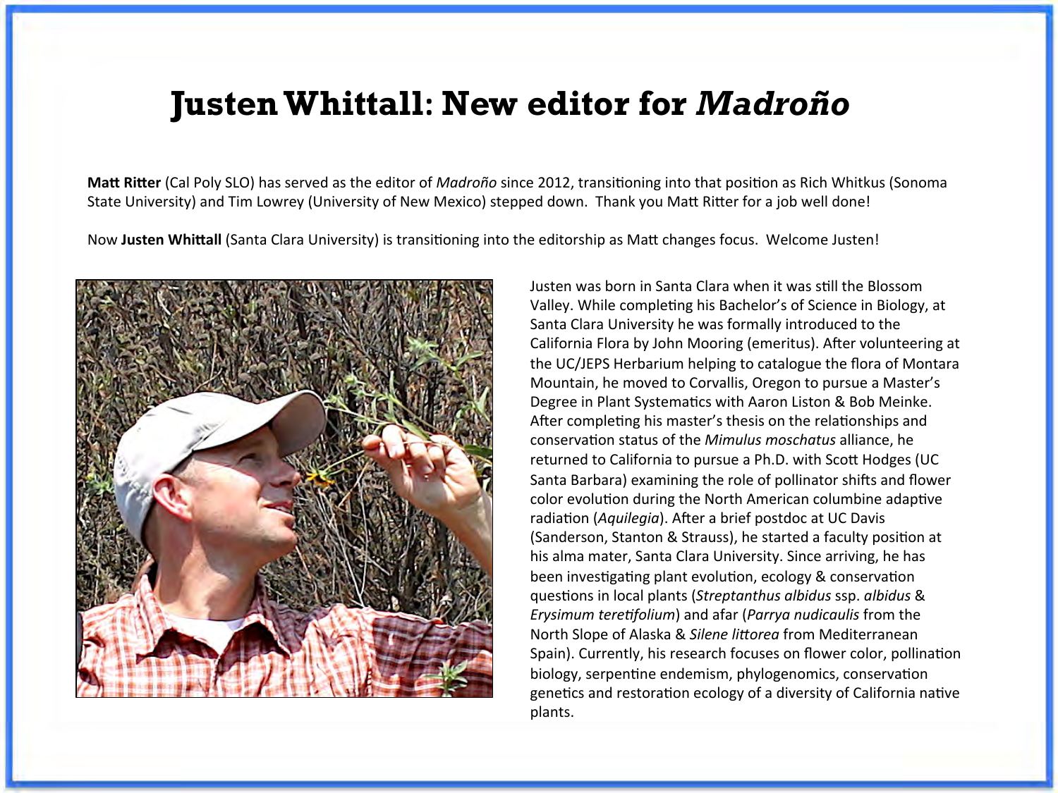# Justen Whittall: New editor for *Madroño*

**Matt Ritter** (Cal Poly SLO) has served as the editor of *Madroño* since 2012, transitioning into that position as Rich Whitkus (Sonoma State University) and Tim Lowrey (University of New Mexico) stepped down. Thank you Matt Ritter for a job well done!

Now **Justen Whittall** (Santa Clara University) is transitioning into the editorship as Matt changes focus. Welcome Justen!

Justen was born in Santa Clara when it was still the Blossom Valley. While completing his Bachelor's of Science in Biology, at Santa Clara University he was formally introduced to the California Flora by John Mooring (emeritus). After volunteering at the UC/JEPS Herbarium helping to catalogue the flora of Montara Mountain, he moved to Corvallis, Oregon to pursue a Master's Degree in Plant Systematics with Aaron Liston & Bob Meinke. After completing his master's thesis on the relationships and conservation status of the *Mimulus moschatus* alliance, he returned to California to pursue a Ph.D. with Scott Hodges (UC Santa Barbara) examining the role of pollinator shifts and flower color evolution during the North American columbine adaptive radiation (*Aquilegia*). After a brief postdoc at UC Davis (Sanderson, Stanton & Strauss), he started a faculty position at his alma mater, Santa Clara University. Since arriving, he has been investigating plant evolution, ecology & conservation questions in local plants (*Streptanthus albidus* ssp. *albidus* & *Erysimum teretifolium*) and afar (*Parrya nudicaulis* from the North Slope of Alaska & *Silene littorea* from Mediterranean Spain). Currently, his research focuses on flower color, pollination biology, serpentine endemism, phylogenomics, conservation genetics and restoration ecology of a diversity of California native plants.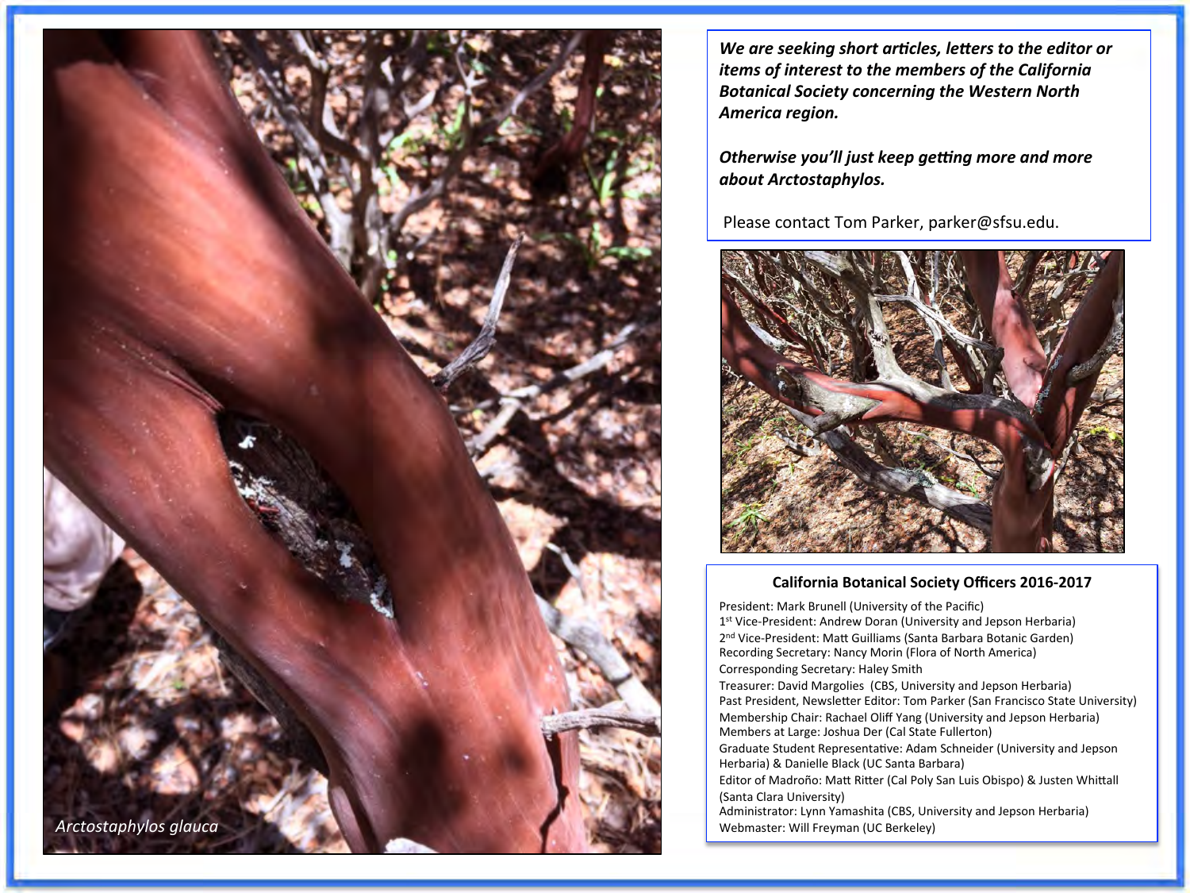*Arctostaphylos glauca*

***We are seeking short articles, letters to the editor or items of interest to the members of the California Botanical Society concerning the Western North America region.***

***Otherwise you'll just keep getting more and more about Arctostaphylos.***

Please contact Tom Parker, parker@sfsu.edu.

**California Botanical Society Officers 2016-2017**

President: Mark Brunell (University of the Pacific)
1st Vice-President: Andrew Doran (University and Jepson Herbaria)
2nd Vice-President: Matt Guilliams (Santa Barbara Botanic Garden)
Recording Secretary: Nancy Morin (Flora of North America)
Corresponding Secretary: Haley Smith
Treasurer: David Margolies (CBS, University and Jepson Herbaria)
Past President, Newsletter Editor: Tom Parker (San Francisco State University)
Membership Chair: Rachael Oliff Yang (University and Jepson Herbaria)
Members at Large: Joshua Der (Cal State Fullerton)
Graduate Student Representative: Adam Schneider (University and Jepson Herbaria) & Danielle Black (UC Santa Barbara)
Editor of Madroño: Matt Ritter (Cal Poly San Luis Obispo) & Justen Whittall (Santa Clara University)
Administrator: Lynn Yamashita (CBS, University and Jepson Herbaria)
Webmaster: Will Freyman (UC Berkeley)